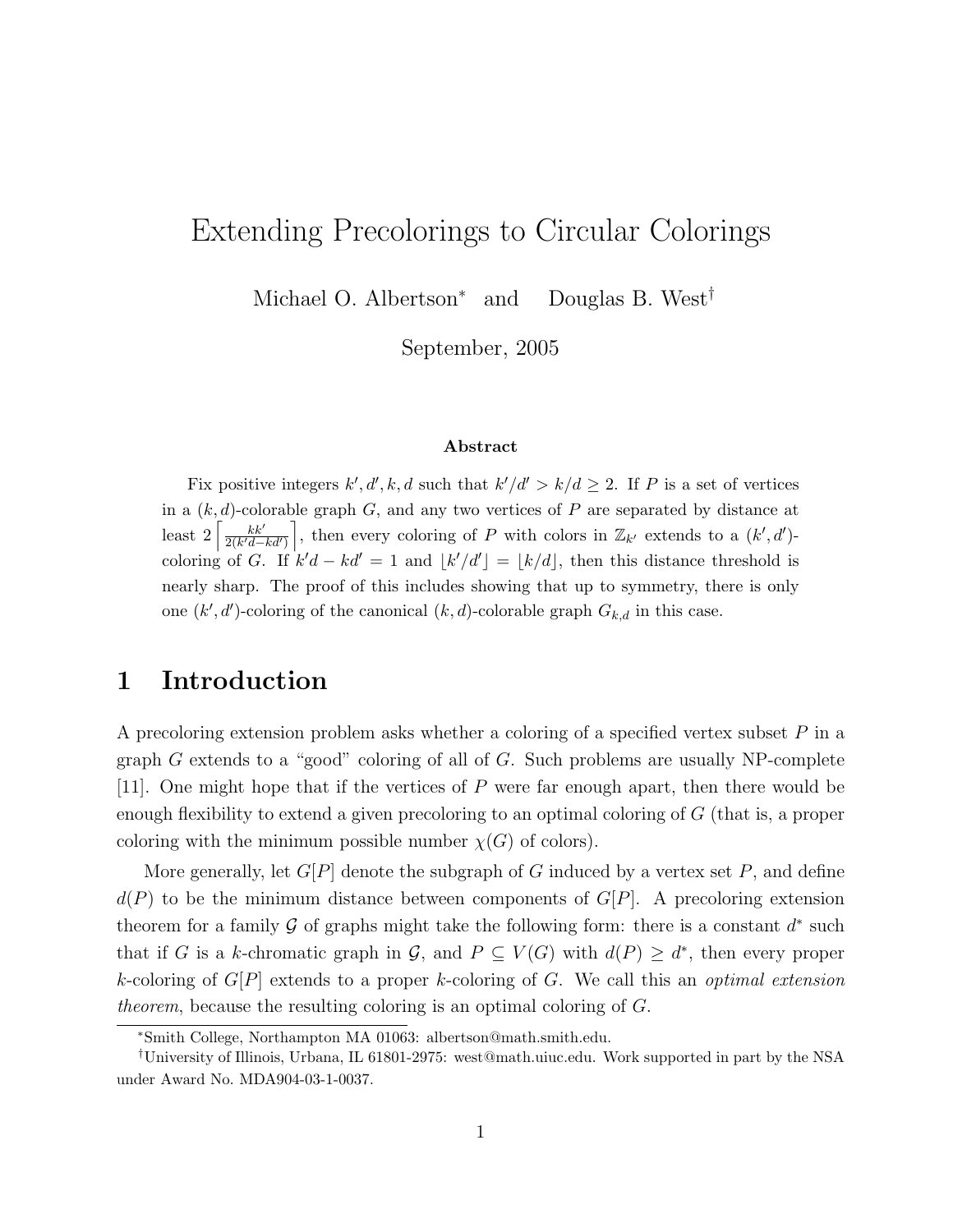# Extending Precolorings to Circular Colorings

Michael O. Albertson* and Douglas B. West†

September, 2005

### Abstract

Fix positive integers $k', d', k, d$ such that $k'/d' > k/d \geq 2$. If $P$ is a set of vertices in a $(k,d)$-colorable graph $G$, and any two vertices of $P$ are separated by distance at least $2\left\lceil \frac{kk'}{2(k'd-kd')} \right\rceil$, then every coloring of $P$ with colors in $\mathbb{Z}_{k'}$ extends to a $(k',d')$-coloring of $G$. If $k'd - kd' = 1$ and $\lfloor k'/d' \rfloor = \lfloor k/d \rfloor$, then this distance threshold is nearly sharp. The proof of this includes showing that up to symmetry, there is only one $(k',d')$-coloring of the canonical $(k,d)$-colorable graph $G_{k,d}$ in this case.

## 1 Introduction

A precoloring extension problem asks whether a coloring of a specified vertex subset $P$ in a graph $G$ extends to a "good" coloring of all of $G$. Such problems are usually NP-complete [11]. One might hope that if the vertices of $P$ were far enough apart, then there would be enough flexibility to extend a given precoloring to an optimal coloring of $G$ (that is, a proper coloring with the minimum possible number $\chi(G)$ of colors).

More generally, let $G[P]$ denote the subgraph of $G$ induced by a vertex set $P$, and define $d(P)$ to be the minimum distance between components of $G[P]$. A precoloring extension theorem for a family $\mathcal{G}$ of graphs might take the following form: there is a constant $d^*$ such that if $G$ is a $k$-chromatic graph in $\mathcal{G}$, and $P \subseteq V(G)$ with $d(P) \geq d^*$, then every proper $k$-coloring of $G[P]$ extends to a proper $k$-coloring of $G$. We call this an *optimal extension theorem*, because the resulting coloring is an optimal coloring of $G$.

*Smith College, Northampton MA 01063: albertson@math.smith.edu.

†University of Illinois, Urbana, IL 61801-2975: west@math.uiuc.edu. Work supported in part by the NSA under Award No. MDA904-03-1-0037.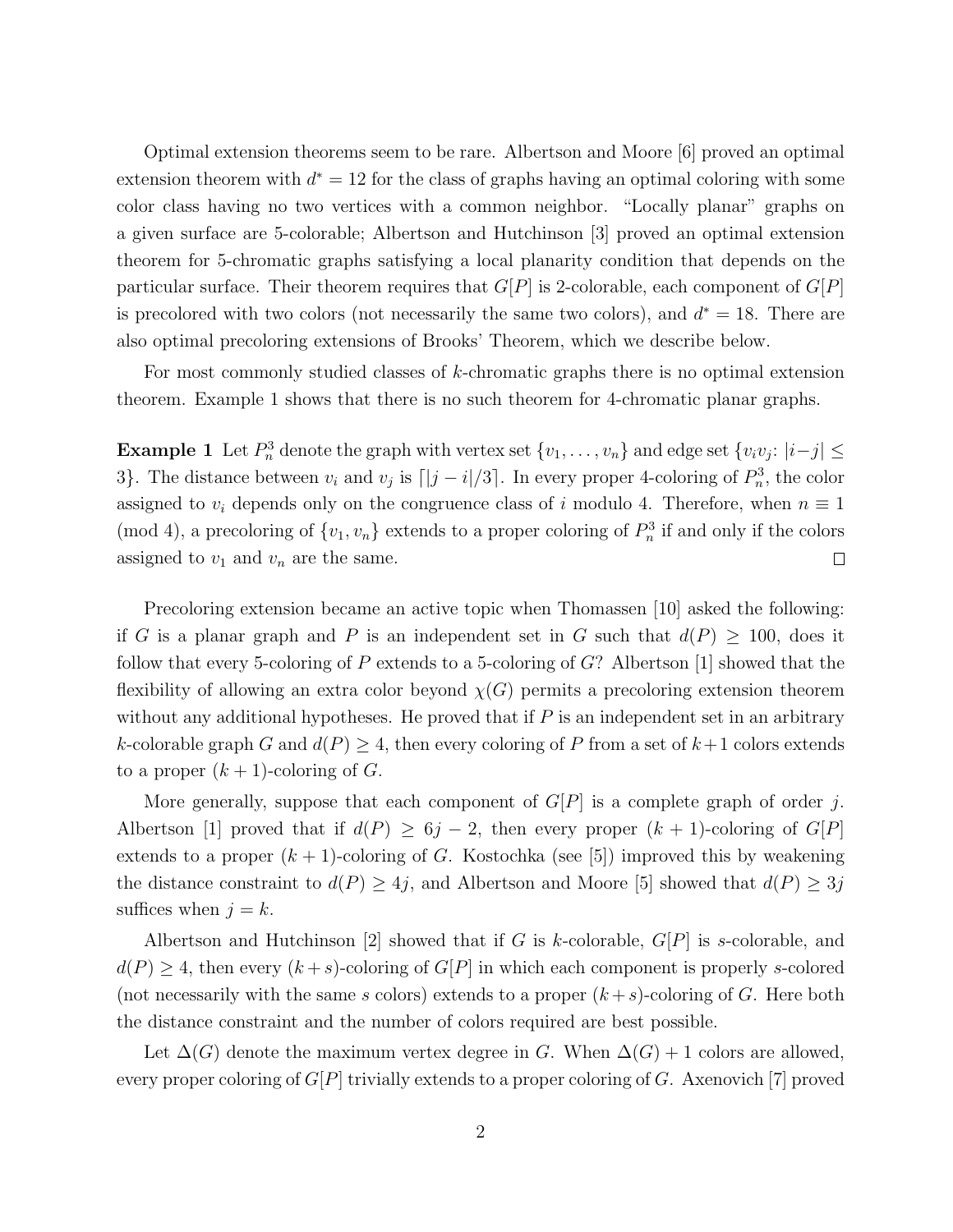Optimal extension theorems seem to be rare. Albertson and Moore [6] proved an optimal extension theorem with $d^* = 12$ for the class of graphs having an optimal coloring with some color class having no two vertices with a common neighbor. "Locally planar" graphs on a given surface are 5-colorable; Albertson and Hutchinson [3] proved an optimal extension theorem for 5-chromatic graphs satisfying a local planarity condition that depends on the particular surface. Their theorem requires that $G[P]$ is 2-colorable, each component of $G[P]$ is precolored with two colors (not necessarily the same two colors), and $d^* = 18$. There are also optimal precoloring extensions of Brooks' Theorem, which we describe below.

For most commonly studied classes of $k$-chromatic graphs there is no optimal extension theorem. Example 1 shows that there is no such theorem for 4-chromatic planar graphs.

**Example 1** Let $P_n^3$ denote the graph with vertex set $\{v_1, \ldots, v_n\}$ and edge set $\{v_iv_j \colon |i-j| \leq 3\}$. The distance between $v_i$ and $v_j$ is $\lceil |j-i|/3 \rceil$. In every proper 4-coloring of $P_n^3$, the color assigned to $v_i$ depends only on the congruence class of $i$ modulo 4. Therefore, when $n \equiv 1 \pmod 4$, a precoloring of $\{v_1, v_n\}$ extends to a proper coloring of $P_n^3$ if and only if the colors assigned to $v_1$ and $v_n$ are the same. $\square$

Precoloring extension became an active topic when Thomassen [10] asked the following: if $G$ is a planar graph and $P$ is an independent set in $G$ such that $d(P) \geq 100$, does it follow that every 5-coloring of $P$ extends to a 5-coloring of $G$? Albertson [1] showed that the flexibility of allowing an extra color beyond $\chi(G)$ permits a precoloring extension theorem without any additional hypotheses. He proved that if $P$ is an independent set in an arbitrary $k$-colorable graph $G$ and $d(P) \geq 4$, then every coloring of $P$ from a set of $k+1$ colors extends to a proper $(k+1)$-coloring of $G$.

More generally, suppose that each component of $G[P]$ is a complete graph of order $j$. Albertson [1] proved that if $d(P) \geq 6j - 2$, then every proper $(k+1)$-coloring of $G[P]$ extends to a proper $(k+1)$-coloring of $G$. Kostochka (see [5]) improved this by weakening the distance constraint to $d(P) \geq 4j$, and Albertson and Moore [5] showed that $d(P) \geq 3j$ suffices when $j = k$.

Albertson and Hutchinson [2] showed that if $G$ is $k$-colorable, $G[P]$ is $s$-colorable, and $d(P) \geq 4$, then every $(k+s)$-coloring of $G[P]$ in which each component is properly $s$-colored (not necessarily with the same $s$ colors) extends to a proper $(k+s)$-coloring of $G$. Here both the distance constraint and the number of colors required are best possible.

Let $\Delta(G)$ denote the maximum vertex degree in $G$. When $\Delta(G) + 1$ colors are allowed, every proper coloring of $G[P]$ trivially extends to a proper coloring of $G$. Axenovich [7] proved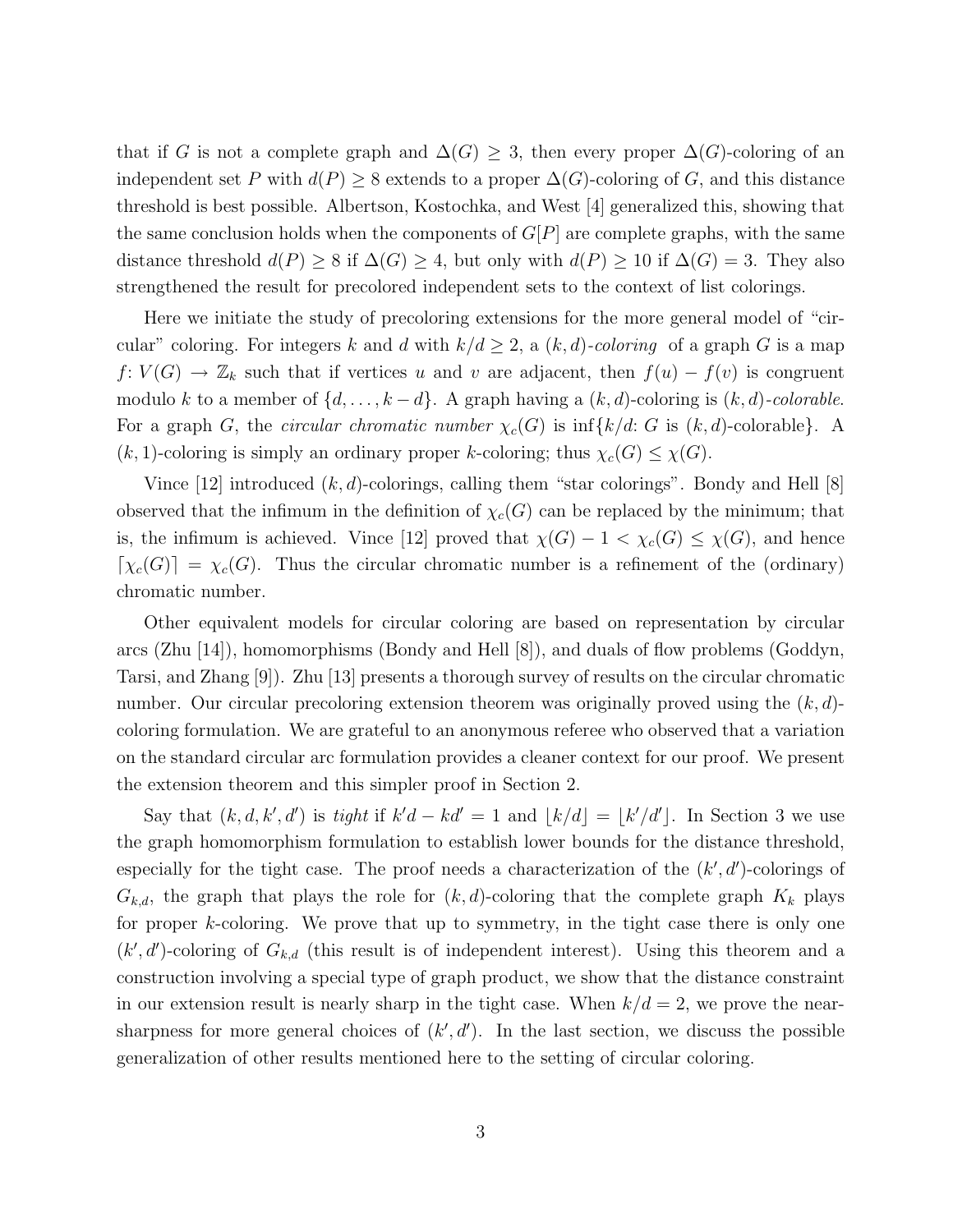that if $G$ is not a complete graph and $\Delta(G) \geq 3$, then every proper $\Delta(G)$-coloring of an independent set $P$ with $d(P) \geq 8$ extends to a proper $\Delta(G)$-coloring of $G$, and this distance threshold is best possible. Albertson, Kostochka, and West [4] generalized this, showing that the same conclusion holds when the components of $G[P]$ are complete graphs, with the same distance threshold $d(P) \geq 8$ if $\Delta(G) \geq 4$, but only with $d(P) \geq 10$ if $\Delta(G) = 3$. They also strengthened the result for precolored independent sets to the context of list colorings.

Here we initiate the study of precoloring extensions for the more general model of "circular" coloring. For integers $k$ and $d$ with $k/d \geq 2$, a *$(k,d)$-coloring* of a graph $G$ is a map $f\colon V(G) \to \mathbb{Z}_k$ such that if vertices $u$ and $v$ are adjacent, then $f(u) - f(v)$ is congruent modulo $k$ to a member of $\{d, \ldots, k-d\}$. A graph having a $(k,d)$-coloring is *$(k,d)$-colorable*. For a graph $G$, the *circular chromatic number* $\chi_c(G)$ is $\inf\{k/d\colon G$ is $(k,d)$-colorable$\}$. A $(k,1)$-coloring is simply an ordinary proper $k$-coloring; thus $\chi_c(G) \leq \chi(G)$.

Vince [12] introduced $(k,d)$-colorings, calling them "star colorings". Bondy and Hell [8] observed that the infimum in the definition of $\chi_c(G)$ can be replaced by the minimum; that is, the infimum is achieved. Vince [12] proved that $\chi(G) - 1 < \chi_c(G) \leq \chi(G)$, and hence $\lceil \chi_c(G) \rceil = \chi_c(G)$. Thus the circular chromatic number is a refinement of the (ordinary) chromatic number.

Other equivalent models for circular coloring are based on representation by circular arcs (Zhu [14]), homomorphisms (Bondy and Hell [8]), and duals of flow problems (Goddyn, Tarsi, and Zhang [9]). Zhu [13] presents a thorough survey of results on the circular chromatic number. Our circular precoloring extension theorem was originally proved using the $(k,d)$-coloring formulation. We are grateful to an anonymous referee who observed that a variation on the standard circular arc formulation provides a cleaner context for our proof. We present the extension theorem and this simpler proof in Section 2.

Say that $(k,d,k',d')$ is *tight* if $k'd - kd' = 1$ and $\lfloor k/d \rfloor = \lfloor k'/d' \rfloor$. In Section 3 we use the graph homomorphism formulation to establish lower bounds for the distance threshold, especially for the tight case. The proof needs a characterization of the $(k',d')$-colorings of $G_{k,d}$, the graph that plays the role for $(k,d)$-coloring that the complete graph $K_k$ plays for proper $k$-coloring. We prove that up to symmetry, in the tight case there is only one $(k',d')$-coloring of $G_{k,d}$ (this result is of independent interest). Using this theorem and a construction involving a special type of graph product, we show that the distance constraint in our extension result is nearly sharp in the tight case. When $k/d = 2$, we prove the near-sharpness for more general choices of $(k',d')$. In the last section, we discuss the possible generalization of other results mentioned here to the setting of circular coloring.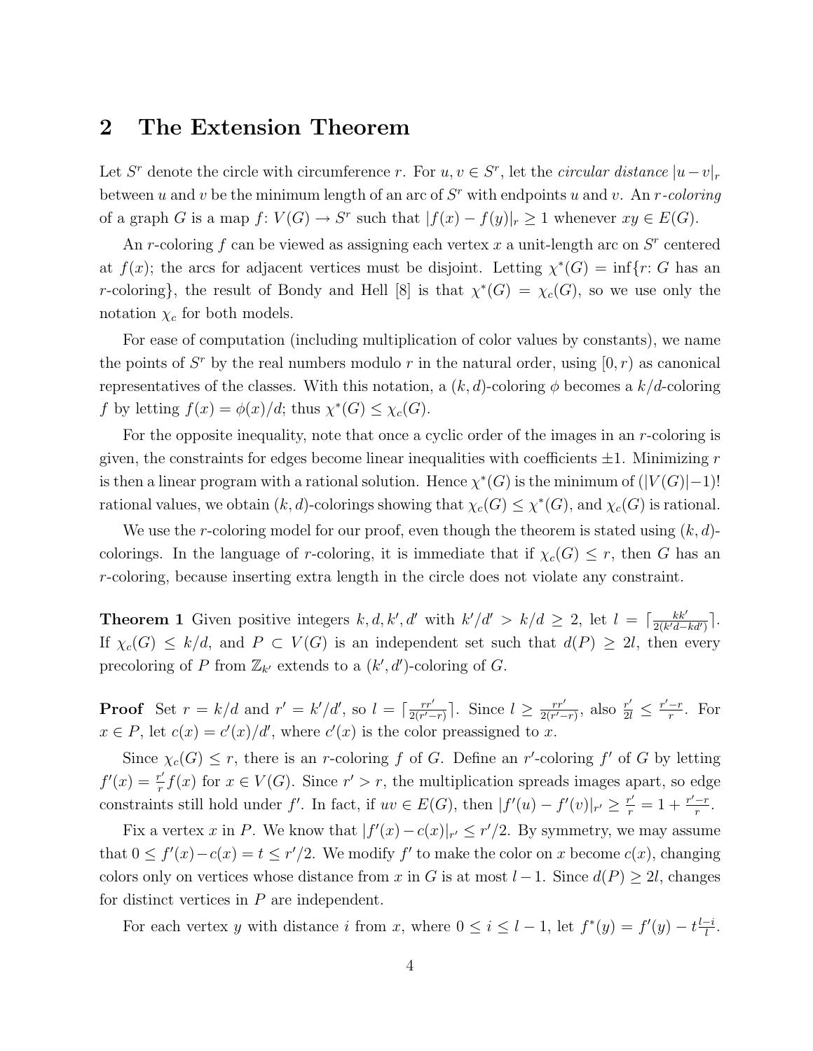## 2 The Extension Theorem

Let $S^r$ denote the circle with circumference $r$. For $u, v \in S^r$, let the *circular distance* $|u-v|_r$ between $u$ and $v$ be the minimum length of an arc of $S^r$ with endpoints $u$ and $v$. An *$r$-coloring* of a graph $G$ is a map $f\colon V(G) \to S^r$ such that $|f(x) - f(y)|_r \geq 1$ whenever $xy \in E(G)$.

An $r$-coloring $f$ can be viewed as assigning each vertex $x$ a unit-length arc on $S^r$ centered at $f(x)$; the arcs for adjacent vertices must be disjoint. Letting $\chi^*(G) = \inf\{r\colon G$ has an $r$-coloring$\}$, the result of Bondy and Hell [8] is that $\chi^*(G) = \chi_c(G)$, so we use only the notation $\chi_c$ for both models.

For ease of computation (including multiplication of color values by constants), we name the points of $S^r$ by the real numbers modulo $r$ in the natural order, using $[0, r)$ as canonical representatives of the classes. With this notation, a $(k,d)$-coloring $\phi$ becomes a $k/d$-coloring $f$ by letting $f(x) = \phi(x)/d$; thus $\chi^*(G) \leq \chi_c(G)$.

For the opposite inequality, note that once a cyclic order of the images in an $r$-coloring is given, the constraints for edges become linear inequalities with coefficients $\pm 1$. Minimizing $r$ is then a linear program with a rational solution. Hence $\chi^*(G)$ is the minimum of $(|V(G)|-1)!$ rational values, we obtain $(k,d)$-colorings showing that $\chi_c(G) \leq \chi^*(G)$, and $\chi_c(G)$ is rational.

We use the $r$-coloring model for our proof, even though the theorem is stated using $(k,d)$-colorings. In the language of $r$-coloring, it is immediate that if $\chi_c(G) \leq r$, then $G$ has an $r$-coloring, because inserting extra length in the circle does not violate any constraint.

**Theorem 1** Given positive integers $k, d, k', d'$ with $k'/d' > k/d \geq 2$, let $l = \lceil \frac{kk'}{2(k'd - kd')} \rceil$. If $\chi_c(G) \leq k/d$, and $P \subset V(G)$ is an independent set such that $d(P) \geq 2l$, then every precoloring of $P$ from $\mathbb{Z}_{k'}$ extends to a $(k', d')$-coloring of $G$.

**Proof** Set $r = k/d$ and $r' = k'/d'$, so $l = \lceil \frac{rr'}{2(r'-r)} \rceil$. Since $l \geq \frac{rr'}{2(r'-r)}$, also $\frac{r'}{2l} \leq \frac{r'-r}{r}$. For $x \in P$, let $c(x) = c'(x)/d'$, where $c'(x)$ is the color preassigned to $x$.

Since $\chi_c(G) \leq r$, there is an $r$-coloring $f$ of $G$. Define an $r'$-coloring $f'$ of $G$ by letting $f'(x) = \frac{r'}{r} f(x)$ for $x \in V(G)$. Since $r' > r$, the multiplication spreads images apart, so edge constraints still hold under $f'$. In fact, if $uv \in E(G)$, then $|f'(u) - f'(v)|_{r'} \geq \frac{r'}{r} = 1 + \frac{r'-r}{r}$.

Fix a vertex $x$ in $P$. We know that $|f'(x) - c(x)|_{r'} \leq r'/2$. By symmetry, we may assume that $0 \leq f'(x) - c(x) = t \leq r'/2$. We modify $f'$ to make the color on $x$ become $c(x)$, changing colors only on vertices whose distance from $x$ in $G$ is at most $l-1$. Since $d(P) \geq 2l$, changes for distinct vertices in $P$ are independent.

For each vertex $y$ with distance $i$ from $x$, where $0 \leq i \leq l-1$, let $f^*(y) = f'(y) - t\frac{l-i}{l}$.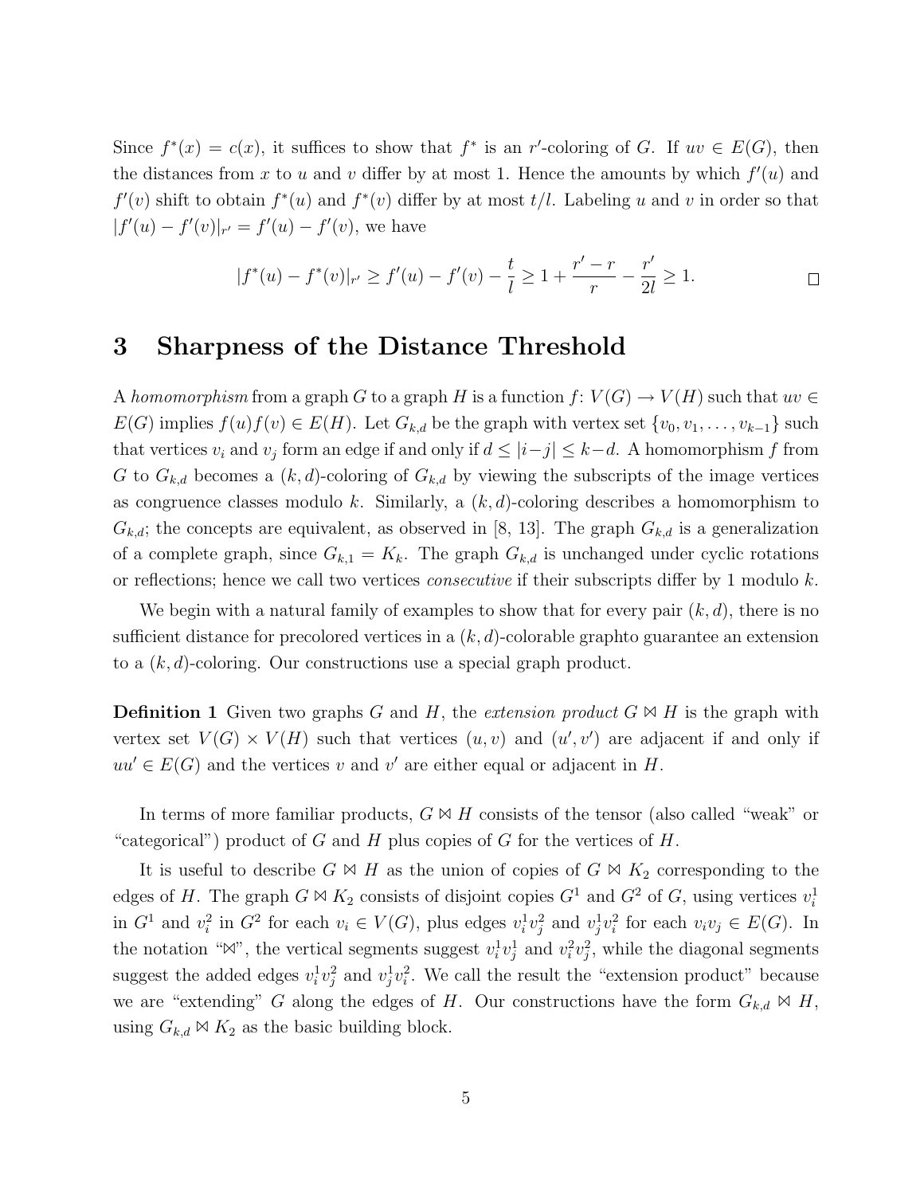Since $f^*(x) = c(x)$, it suffices to show that $f^*$ is an $r'$-coloring of $G$. If $uv \in E(G)$, then the distances from $x$ to $u$ and $v$ differ by at most 1. Hence the amounts by which $f'(u)$ and $f'(v)$ shift to obtain $f^*(u)$ and $f^*(v)$ differ by at most $t/l$. Labeling $u$ and $v$ in order so that $|f'(u) - f'(v)|_{r'} = f'(u) - f'(v)$, we have

$$|f^*(u) - f^*(v)|_{r'} \geq f'(u) - f'(v) - \frac{t}{l} \geq 1 + \frac{r' - r}{r} - \frac{r'}{2l} \geq 1. \qquad \square$$

# 3 Sharpness of the Distance Threshold

A *homomorphism* from a graph $G$ to a graph $H$ is a function $f \colon V(G) \to V(H)$ such that $uv \in E(G)$ implies $f(u)f(v) \in E(H)$. Let $G_{k,d}$ be the graph with vertex set $\{v_0, v_1, \ldots, v_{k-1}\}$ such that vertices $v_i$ and $v_j$ form an edge if and only if $d \leq |i-j| \leq k-d$. A homomorphism $f$ from $G$ to $G_{k,d}$ becomes a $(k,d)$-coloring of $G_{k,d}$ by viewing the subscripts of the image vertices as congruence classes modulo $k$. Similarly, a $(k,d)$-coloring describes a homomorphism to $G_{k,d}$; the concepts are equivalent, as observed in [8, 13]. The graph $G_{k,d}$ is a generalization of a complete graph, since $G_{k,1} = K_k$. The graph $G_{k,d}$ is unchanged under cyclic rotations or reflections; hence we call two vertices *consecutive* if their subscripts differ by 1 modulo $k$.

We begin with a natural family of examples to show that for every pair $(k,d)$, there is no sufficient distance for precolored vertices in a $(k,d)$-colorable graphto guarantee an extension to a $(k,d)$-coloring. Our constructions use a special graph product.

**Definition 1** Given two graphs $G$ and $H$, the *extension product* $G \bowtie H$ is the graph with vertex set $V(G) \times V(H)$ such that vertices $(u,v)$ and $(u',v')$ are adjacent if and only if $uu' \in E(G)$ and the vertices $v$ and $v'$ are either equal or adjacent in $H$.

In terms of more familiar products, $G \bowtie H$ consists of the tensor (also called "weak" or "categorical") product of $G$ and $H$ plus copies of $G$ for the vertices of $H$.

It is useful to describe $G \bowtie H$ as the union of copies of $G \bowtie K_2$ corresponding to the edges of $H$. The graph $G \bowtie K_2$ consists of disjoint copies $G^1$ and $G^2$ of $G$, using vertices $v_i^1$ in $G^1$ and $v_i^2$ in $G^2$ for each $v_i \in V(G)$, plus edges $v_i^1 v_j^2$ and $v_j^1 v_i^2$ for each $v_i v_j \in E(G)$. In the notation "$\bowtie$", the vertical segments suggest $v_i^1 v_j^1$ and $v_i^2 v_j^2$, while the diagonal segments suggest the added edges $v_i^1 v_j^2$ and $v_j^1 v_i^2$. We call the result the "extension product" because we are "extending" $G$ along the edges of $H$. Our constructions have the form $G_{k,d} \bowtie H$, using $G_{k,d} \bowtie K_2$ as the basic building block.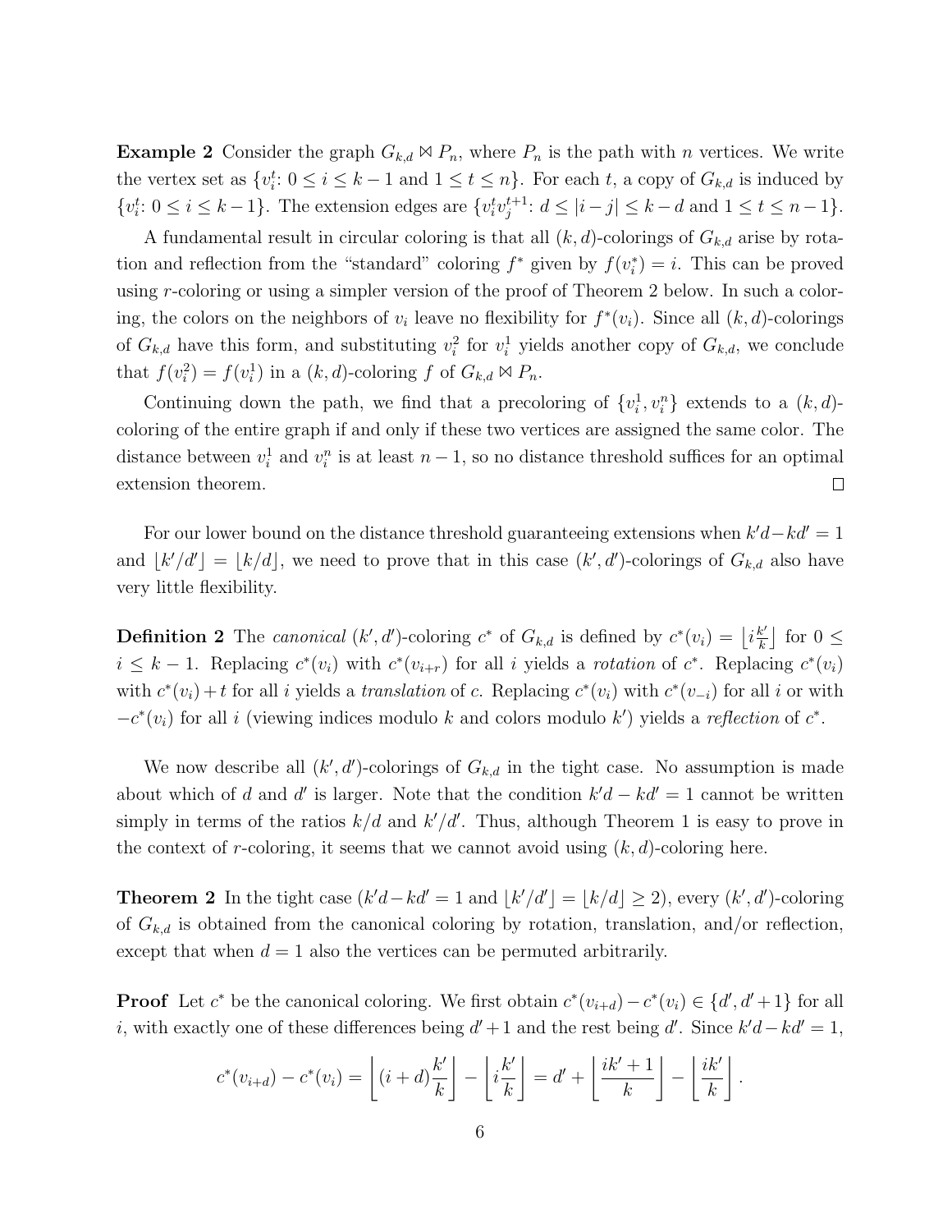**Example 2** Consider the graph $G_{k,d} \bowtie P_n$, where $P_n$ is the path with $n$ vertices. We write the vertex set as $\{v_i^t\colon 0 \le i \le k-1 \text{ and } 1 \le t \le n\}$. For each $t$, a copy of $G_{k,d}$ is induced by $\{v_i^t\colon 0 \le i \le k-1\}$. The extension edges are $\{v_i^t v_j^{t+1}\colon d \le |i-j| \le k-d \text{ and } 1 \le t \le n-1\}$.

A fundamental result in circular coloring is that all $(k,d)$-colorings of $G_{k,d}$ arise by rotation and reflection from the "standard" coloring $f^*$ given by $f(v_i^*) = i$. This can be proved using $r$-coloring or using a simpler version of the proof of Theorem 2 below. In such a coloring, the colors on the neighbors of $v_i$ leave no flexibility for $f^*(v_i)$. Since all $(k,d)$-colorings of $G_{k,d}$ have this form, and substituting $v_i^2$ for $v_i^1$ yields another copy of $G_{k,d}$, we conclude that $f(v_i^2) = f(v_i^1)$ in a $(k,d)$-coloring $f$ of $G_{k,d} \bowtie P_n$.

Continuing down the path, we find that a precoloring of $\{v_i^1, v_i^n\}$ extends to a $(k,d)$-coloring of the entire graph if and only if these two vertices are assigned the same color. The distance between $v_i^1$ and $v_i^n$ is at least $n-1$, so no distance threshold suffices for an optimal extension theorem. $\square$

For our lower bound on the distance threshold guaranteeing extensions when $k'd - kd' = 1$ and $\lfloor k'/d' \rfloor = \lfloor k/d \rfloor$, we need to prove that in this case $(k',d')$-colorings of $G_{k,d}$ also have very little flexibility.

**Definition 2** The *canonical* $(k',d')$-coloring $c^*$ of $G_{k,d}$ is defined by $c^*(v_i) = \left\lfloor i\frac{k'}{k} \right\rfloor$ for $0 \le i \le k-1$. Replacing $c^*(v_i)$ with $c^*(v_{i+r})$ for all $i$ yields a *rotation* of $c^*$. Replacing $c^*(v_i)$ with $c^*(v_i)+t$ for all $i$ yields a *translation* of $c$. Replacing $c^*(v_i)$ with $c^*(v_{-i})$ for all $i$ or with $-c^*(v_i)$ for all $i$ (viewing indices modulo $k$ and colors modulo $k'$) yields a *reflection* of $c^*$.

We now describe all $(k',d')$-colorings of $G_{k,d}$ in the tight case. No assumption is made about which of $d$ and $d'$ is larger. Note that the condition $k'd - kd' = 1$ cannot be written simply in terms of the ratios $k/d$ and $k'/d'$. Thus, although Theorem 1 is easy to prove in the context of $r$-coloring, it seems that we cannot avoid using $(k,d)$-coloring here.

**Theorem 2** In the tight case ($k'd - kd' = 1$ and $\lfloor k'/d' \rfloor = \lfloor k/d \rfloor \ge 2$), every $(k',d')$-coloring of $G_{k,d}$ is obtained from the canonical coloring by rotation, translation, and/or reflection, except that when $d = 1$ also the vertices can be permuted arbitrarily.

**Proof** Let $c^*$ be the canonical coloring. We first obtain $c^*(v_{i+d}) - c^*(v_i) \in \{d', d'+1\}$ for all $i$, with exactly one of these differences being $d'+1$ and the rest being $d'$. Since $k'd - kd' = 1$,

$$c^*(v_{i+d}) - c^*(v_i) = \left\lfloor (i+d)\frac{k'}{k} \right\rfloor - \left\lfloor i\frac{k'}{k} \right\rfloor = d' + \left\lfloor \frac{ik'+1}{k} \right\rfloor - \left\lfloor \frac{ik'}{k} \right\rfloor.$$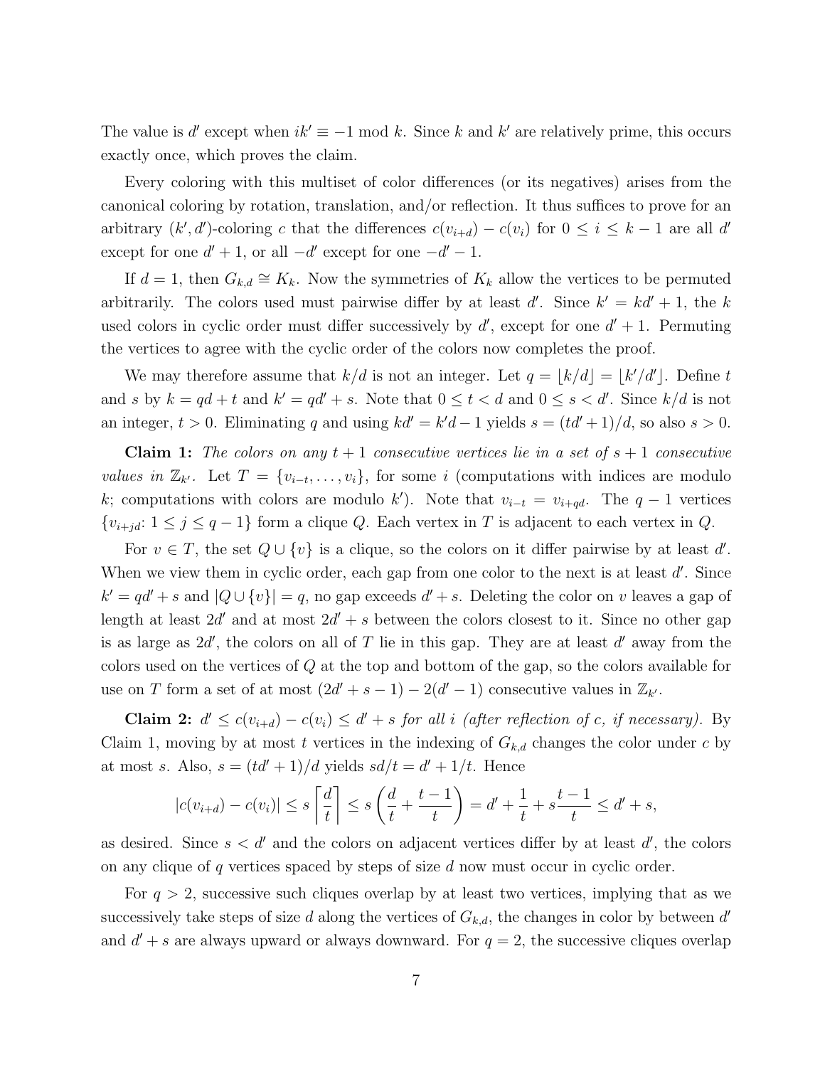The value is $d'$ except when $ik' \equiv -1 \bmod k$. Since $k$ and $k'$ are relatively prime, this occurs exactly once, which proves the claim.

Every coloring with this multiset of color differences (or its negatives) arises from the canonical coloring by rotation, translation, and/or reflection. It thus suffices to prove for an arbitrary $(k', d')$-coloring $c$ that the differences $c(v_{i+d}) - c(v_i)$ for $0 \le i \le k-1$ are all $d'$ except for one $d'+1$, or all $-d'$ except for one $-d'-1$.

If $d = 1$, then $G_{k,d} \cong K_k$. Now the symmetries of $K_k$ allow the vertices to be permuted arbitrarily. The colors used must pairwise differ by at least $d'$. Since $k' = kd' + 1$, the $k$ used colors in cyclic order must differ successively by $d'$, except for one $d'+1$. Permuting the vertices to agree with the cyclic order of the colors now completes the proof.

We may therefore assume that $k/d$ is not an integer. Let $q = \lfloor k/d \rfloor = \lfloor k'/d' \rfloor$. Define $t$ and $s$ by $k = qd + t$ and $k' = qd' + s$. Note that $0 \le t < d$ and $0 \le s < d'$. Since $k/d$ is not an integer, $t > 0$. Eliminating $q$ and using $kd' = k'd - 1$ yields $s = (td'+1)/d$, so also $s > 0$.

**Claim 1:** *The colors on any $t+1$ consecutive vertices lie in a set of $s+1$ consecutive values in $\mathbb{Z}_{k'}$.* Let $T = \{v_{i-t}, \ldots, v_i\}$, for some $i$ (computations with indices are modulo $k$; computations with colors are modulo $k'$). Note that $v_{i-t} = v_{i+qd}$. The $q-1$ vertices $\{v_{i+jd} \colon 1 \le j \le q-1\}$ form a clique $Q$. Each vertex in $T$ is adjacent to each vertex in $Q$.

For $v \in T$, the set $Q \cup \{v\}$ is a clique, so the colors on it differ pairwise by at least $d'$. When we view them in cyclic order, each gap from one color to the next is at least $d'$. Since $k' = qd' + s$ and $|Q \cup \{v\}| = q$, no gap exceeds $d' + s$. Deleting the color on $v$ leaves a gap of length at least $2d'$ and at most $2d' + s$ between the colors closest to it. Since no other gap is as large as $2d'$, the colors on all of $T$ lie in this gap. They are at least $d'$ away from the colors used on the vertices of $Q$ at the top and bottom of the gap, so the colors available for use on $T$ form a set of at most $(2d' + s - 1) - 2(d' - 1)$ consecutive values in $\mathbb{Z}_{k'}$.

**Claim 2:** *$d' \le c(v_{i+d}) - c(v_i) \le d' + s$ for all $i$ (after reflection of $c$, if necessary).* By Claim 1, moving by at most $t$ vertices in the indexing of $G_{k,d}$ changes the color under $c$ by at most $s$. Also, $s = (td'+1)/d$ yields $sd/t = d' + 1/t$. Hence

$$|c(v_{i+d}) - c(v_i)| \le s \left\lceil \frac{d}{t} \right\rceil \le s\left(\frac{d}{t} + \frac{t-1}{t}\right) = d' + \frac{1}{t} + s\frac{t-1}{t} \le d' + s,$$

as desired. Since $s < d'$ and the colors on adjacent vertices differ by at least $d'$, the colors on any clique of $q$ vertices spaced by steps of size $d$ now must occur in cyclic order.

For $q > 2$, successive such cliques overlap by at least two vertices, implying that as we successively take steps of size $d$ along the vertices of $G_{k,d}$, the changes in color by between $d'$ and $d' + s$ are always upward or always downward. For $q = 2$, the successive cliques overlap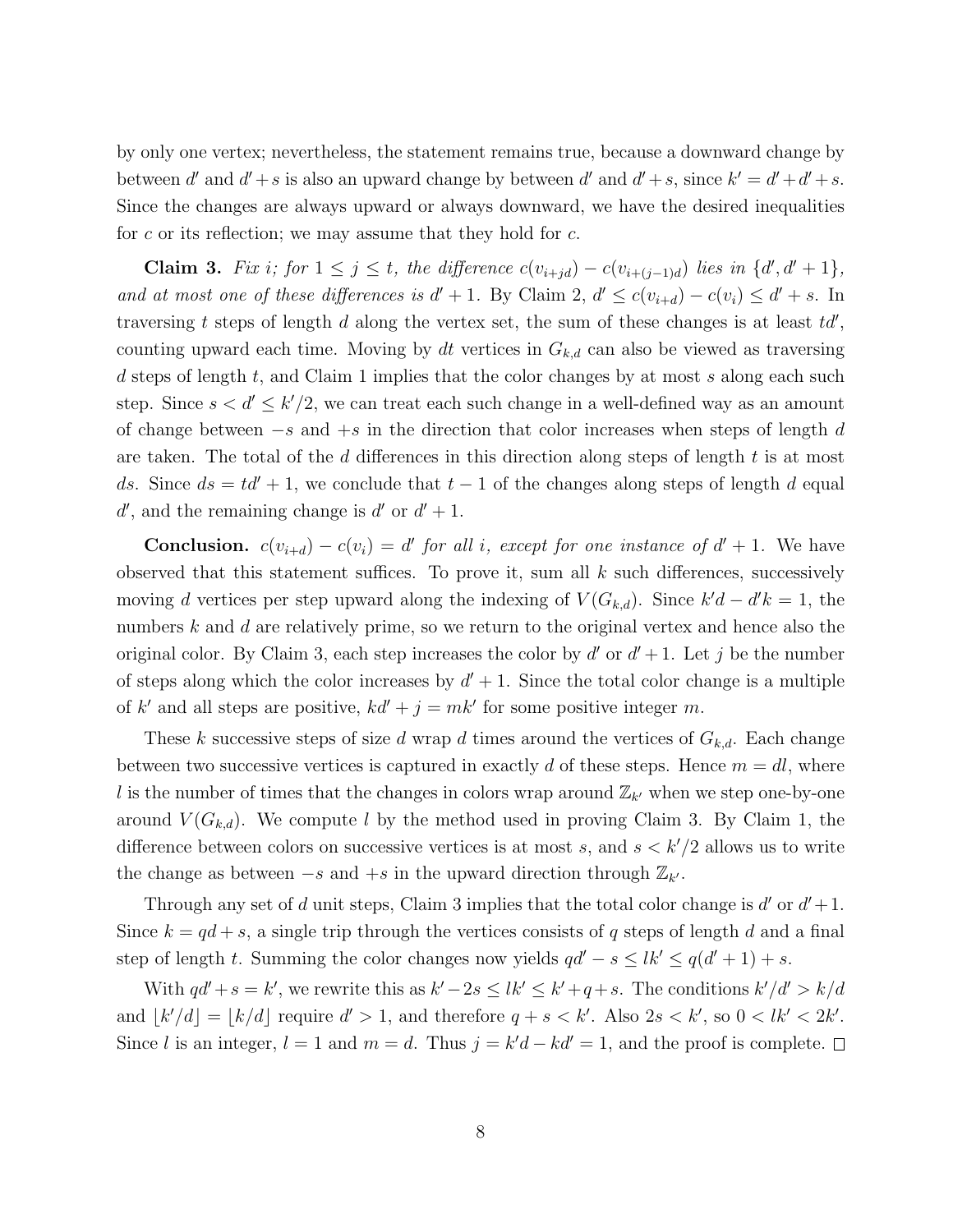by only one vertex; nevertheless, the statement remains true, because a downward change by between $d'$ and $d'+s$ is also an upward change by between $d'$ and $d'+s$, since $k' = d'+d'+s$. Since the changes are always upward or always downward, we have the desired inequalities for $c$ or its reflection; we may assume that they hold for $c$.

**Claim 3.** *Fix $i$; for $1 \le j \le t$, the difference $c(v_{i+jd}) - c(v_{i+(j-1)d})$ lies in $\{d', d'+1\}$, and at most one of these differences is $d'+1$.* By Claim 2, $d' \le c(v_{i+d}) - c(v_i) \le d'+s$. In traversing $t$ steps of length $d$ along the vertex set, the sum of these changes is at least $td'$, counting upward each time. Moving by $dt$ vertices in $G_{k,d}$ can also be viewed as traversing $d$ steps of length $t$, and Claim 1 implies that the color changes by at most $s$ along each such step. Since $s < d' \le k'/2$, we can treat each such change in a well-defined way as an amount of change between $-s$ and $+s$ in the direction that color increases when steps of length $d$ are taken. The total of the $d$ differences in this direction along steps of length $t$ is at most $ds$. Since $ds = td'+1$, we conclude that $t-1$ of the changes along steps of length $d$ equal $d'$, and the remaining change is $d'$ or $d'+1$.

**Conclusion.** *$c(v_{i+d}) - c(v_i) = d'$ for all $i$, except for one instance of $d'+1$.* We have observed that this statement suffices. To prove it, sum all $k$ such differences, successively moving $d$ vertices per step upward along the indexing of $V(G_{k,d})$. Since $k'd - d'k = 1$, the numbers $k$ and $d$ are relatively prime, so we return to the original vertex and hence also the original color. By Claim 3, each step increases the color by $d'$ or $d'+1$. Let $j$ be the number of steps along which the color increases by $d'+1$. Since the total color change is a multiple of $k'$ and all steps are positive, $kd' + j = mk'$ for some positive integer $m$.

These $k$ successive steps of size $d$ wrap $d$ times around the vertices of $G_{k,d}$. Each change between two successive vertices is captured in exactly $d$ of these steps. Hence $m = dl$, where $l$ is the number of times that the changes in colors wrap around $\mathbb{Z}_{k'}$ when we step one-by-one around $V(G_{k,d})$. We compute $l$ by the method used in proving Claim 3. By Claim 1, the difference between colors on successive vertices is at most $s$, and $s < k'/2$ allows us to write the change as between $-s$ and $+s$ in the upward direction through $\mathbb{Z}_{k'}$.

Through any set of $d$ unit steps, Claim 3 implies that the total color change is $d'$ or $d'+1$. Since $k = qd + s$, a single trip through the vertices consists of $q$ steps of length $d$ and a final step of length $t$. Summing the color changes now yields $qd' - s \le lk' \le q(d'+1) + s$.

With $qd'+s = k'$, we rewrite this as $k' - 2s \le lk' \le k' + q + s$. The conditions $k'/d' > k/d$ and $\lfloor k'/d \rfloor = \lfloor k/d \rfloor$ require $d' > 1$, and therefore $q + s < k'$. Also $2s < k'$, so $0 < lk' < 2k'$. Since $l$ is an integer, $l = 1$ and $m = d$. Thus $j = k'd - kd' = 1$, and the proof is complete. □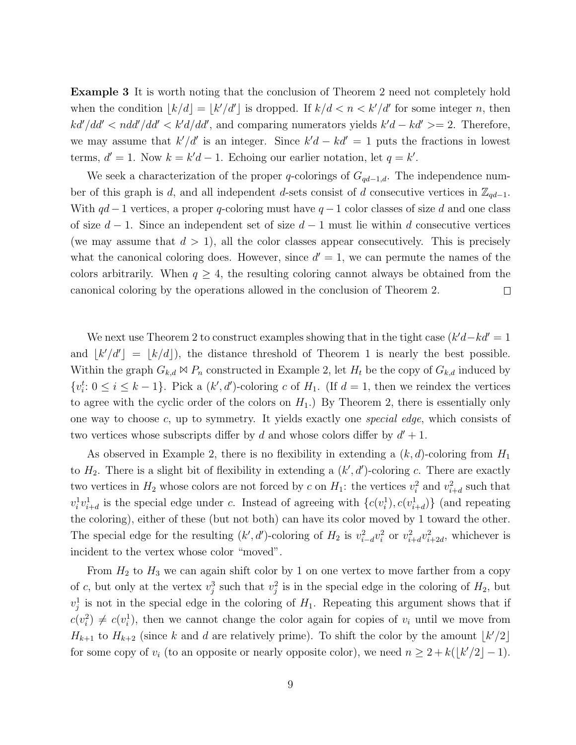**Example 3** It is worth noting that the conclusion of Theorem 2 need not completely hold when the condition $\lfloor k/d \rfloor = \lfloor k'/d' \rfloor$ is dropped. If $k/d < n < k'/d'$ for some integer $n$, then $kd'/dd' < ndd'/dd' < k'd/dd'$, and comparing numerators yields $k'd - kd' >= 2$. Therefore, we may assume that $k'/d'$ is an integer. Since $k'd - kd' = 1$ puts the fractions in lowest terms, $d' = 1$. Now $k = k'd - 1$. Echoing our earlier notation, let $q = k'$.

We seek a characterization of the proper $q$-colorings of $G_{qd-1,d}$. The independence number of this graph is $d$, and all independent $d$-sets consist of $d$ consecutive vertices in $\mathbb{Z}_{qd-1}$. With $qd - 1$ vertices, a proper $q$-coloring must have $q - 1$ color classes of size $d$ and one class of size $d - 1$. Since an independent set of size $d - 1$ must lie within $d$ consecutive vertices (we may assume that $d > 1$), all the color classes appear consecutively. This is precisely what the canonical coloring does. However, since $d' = 1$, we can permute the names of the colors arbitrarily. When $q \geq 4$, the resulting coloring cannot always be obtained from the canonical coloring by the operations allowed in the conclusion of Theorem 2. □

We next use Theorem 2 to construct examples showing that in the tight case ($k'd - kd' = 1$ and $\lfloor k'/d' \rfloor = \lfloor k/d \rfloor$), the distance threshold of Theorem 1 is nearly the best possible. Within the graph $G_{k,d} \bowtie P_n$ constructed in Example 2, let $H_t$ be the copy of $G_{k,d}$ induced by $\{v_i^t \colon 0 \leq i \leq k-1\}$. Pick a $(k', d')$-coloring $c$ of $H_1$. (If $d = 1$, then we reindex the vertices to agree with the cyclic order of the colors on $H_1$.) By Theorem 2, there is essentially only one way to choose $c$, up to symmetry. It yields exactly one *special edge*, which consists of two vertices whose subscripts differ by $d$ and whose colors differ by $d' + 1$.

As observed in Example 2, there is no flexibility in extending a $(k, d)$-coloring from $H_1$ to $H_2$. There is a slight bit of flexibility in extending a $(k', d')$-coloring $c$. There are exactly two vertices in $H_2$ whose colors are not forced by $c$ on $H_1$: the vertices $v_i^2$ and $v_{i+d}^2$ such that $v_i^1 v_{i+d}^1$ is the special edge under $c$. Instead of agreeing with $\{c(v_i^1), c(v_{i+d}^1)\}$ (and repeating the coloring), either of these (but not both) can have its color moved by 1 toward the other. The special edge for the resulting $(k', d')$-coloring of $H_2$ is $v_{i-d}^2 v_i^2$ or $v_{i+d}^2 v_{i+2d}^2$, whichever is incident to the vertex whose color "moved".

From $H_2$ to $H_3$ we can again shift color by 1 on one vertex to move farther from a copy of $c$, but only at the vertex $v_j^3$ such that $v_j^2$ is in the special edge in the coloring of $H_2$, but $v_j^1$ is not in the special edge in the coloring of $H_1$. Repeating this argument shows that if $c(v_i^2) \neq c(v_i^1)$, then we cannot change the color again for copies of $v_i$ until we move from $H_{k+1}$ to $H_{k+2}$ (since $k$ and $d$ are relatively prime). To shift the color by the amount $\lfloor k'/2 \rfloor$ for some copy of $v_i$ (to an opposite or nearly opposite color), we need $n \geq 2 + k(\lfloor k'/2 \rfloor - 1)$.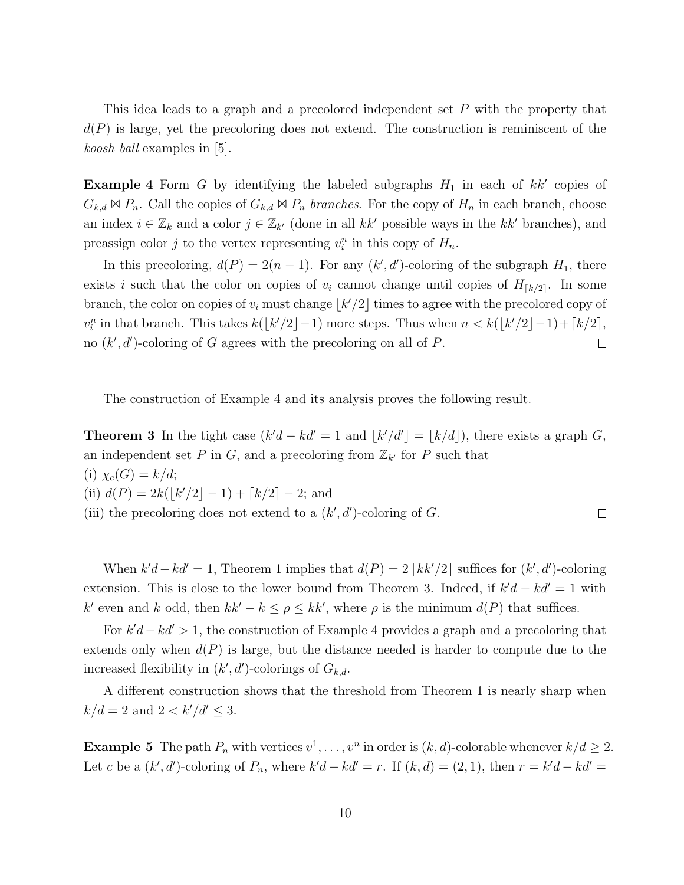This idea leads to a graph and a precolored independent set $P$ with the property that $d(P)$ is large, yet the precoloring does not extend. The construction is reminiscent of the *koosh ball* examples in [5].

**Example 4** Form $G$ by identifying the labeled subgraphs $H_1$ in each of $kk'$ copies of $G_{k,d} \bowtie P_n$. Call the copies of $G_{k,d} \bowtie P_n$ *branches*. For the copy of $H_n$ in each branch, choose an index $i \in \mathbb{Z}_k$ and a color $j \in \mathbb{Z}_{k'}$ (done in all $kk'$ possible ways in the $kk'$ branches), and preassign color $j$ to the vertex representing $v_i^n$ in this copy of $H_n$.

In this precoloring, $d(P) = 2(n-1)$. For any $(k', d')$-coloring of the subgraph $H_1$, there exists $i$ such that the color on copies of $v_i$ cannot change until copies of $H_{\lceil k/2 \rceil}$. In some branch, the color on copies of $v_i$ must change $\lfloor k'/2 \rfloor$ times to agree with the precolored copy of $v_i^n$ in that branch. This takes $k(\lfloor k'/2 \rfloor - 1)$ more steps. Thus when $n < k(\lfloor k'/2 \rfloor - 1) + \lceil k/2 \rceil$, no $(k', d')$-coloring of $G$ agrees with the precoloring on all of $P$. □

The construction of Example 4 and its analysis proves the following result.

**Theorem 3** In the tight case ($k'd - kd' = 1$ and $\lfloor k'/d' \rfloor = \lfloor k/d \rfloor$), there exists a graph $G$, an independent set $P$ in $G$, and a precoloring from $\mathbb{Z}_{k'}$ for $P$ such that
(i) $\chi_c(G) = k/d$;
(ii) $d(P) = 2k(\lfloor k'/2 \rfloor - 1) + \lceil k/2 \rceil - 2$; and
(iii) the precoloring does not extend to a $(k', d')$-coloring of $G$. □

When $k'd - kd' = 1$, Theorem 1 implies that $d(P) = 2 \lceil kk'/2 \rceil$ suffices for $(k', d')$-coloring extension. This is close to the lower bound from Theorem 3. Indeed, if $k'd - kd' = 1$ with $k'$ even and $k$ odd, then $kk' - k \le \rho \le kk'$, where $\rho$ is the minimum $d(P)$ that suffices.

For $k'd - kd' > 1$, the construction of Example 4 provides a graph and a precoloring that extends only when $d(P)$ is large, but the distance needed is harder to compute due to the increased flexibility in $(k', d')$-colorings of $G_{k,d}$.

A different construction shows that the threshold from Theorem 1 is nearly sharp when $k/d = 2$ and $2 < k'/d' \le 3$.

**Example 5** The path $P_n$ with vertices $v^1, \ldots, v^n$ in order is $(k, d)$-colorable whenever $k/d \ge 2$. Let $c$ be a $(k', d')$-coloring of $P_n$, where $k'd - kd' = r$. If $(k, d) = (2, 1)$, then $r = k'd - kd' =$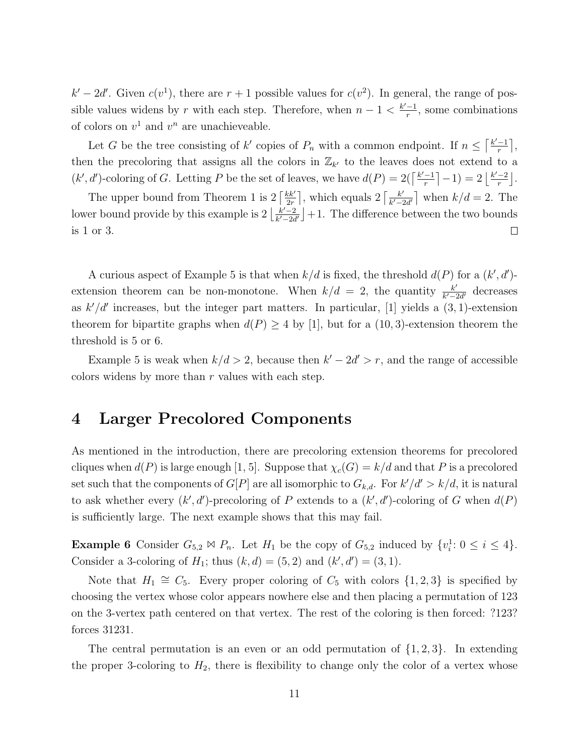$k'-2d'$. Given $c(v^1)$, there are $r+1$ possible values for $c(v^2)$. In general, the range of possible values widens by $r$ with each step. Therefore, when $n-1 < \frac{k'-1}{r}$, some combinations of colors on $v^1$ and $v^n$ are unachieveable.

Let $G$ be the tree consisting of $k'$ copies of $P_n$ with a common endpoint. If $n \le \left\lceil \frac{k'-1}{r} \right\rceil$, then the precoloring that assigns all the colors in $\mathbb{Z}_{k'}$ to the leaves does not extend to a $(k',d')$-coloring of $G$. Letting $P$ be the set of leaves, we have $d(P) = 2(\left\lceil \frac{k'-1}{r} \right\rceil - 1) = 2\left\lfloor \frac{k'-2}{r} \right\rfloor$.

The upper bound from Theorem 1 is $2\left\lceil \frac{kk'}{2r} \right\rceil$, which equals $2\left\lceil \frac{k'}{k'-2d'} \right\rceil$ when $k/d = 2$. The lower bound provide by this example is $2\left\lfloor \frac{k'-2}{k'-2d'} \right\rfloor + 1$. The difference between the two bounds is 1 or 3. □

A curious aspect of Example 5 is that when $k/d$ is fixed, the threshold $d(P)$ for a $(k',d')$-extension theorem can be non-monotone. When $k/d = 2$, the quantity $\frac{k'}{k'-2d'}$ decreases as $k'/d'$ increases, but the integer part matters. In particular, [1] yields a $(3,1)$-extension theorem for bipartite graphs when $d(P) \ge 4$ by [1], but for a $(10,3)$-extension theorem the threshold is 5 or 6.

Example 5 is weak when $k/d > 2$, because then $k'-2d' > r$, and the range of accessible colors widens by more than $r$ values with each step.

# 4 Larger Precolored Components

As mentioned in the introduction, there are precoloring extension theorems for precolored cliques when $d(P)$ is large enough [1, 5]. Suppose that $\chi_c(G) = k/d$ and that $P$ is a precolored set such that the components of $G[P]$ are all isomorphic to $G_{k,d}$. For $k'/d' > k/d$, it is natural to ask whether every $(k',d')$-precoloring of $P$ extends to a $(k',d')$-coloring of $G$ when $d(P)$ is sufficiently large. The next example shows that this may fail.

**Example 6** Consider $G_{5,2} \bowtie P_n$. Let $H_1$ be the copy of $G_{5,2}$ induced by $\{v_i^1 \colon 0 \le i \le 4\}$. Consider a 3-coloring of $H_1$; thus $(k,d) = (5,2)$ and $(k',d') = (3,1)$.

Note that $H_1 \cong C_5$. Every proper coloring of $C_5$ with colors $\{1,2,3\}$ is specified by choosing the vertex whose color appears nowhere else and then placing a permutation of 123 on the 3-vertex path centered on that vertex. The rest of the coloring is then forced: ?123? forces 31231.

The central permutation is an even or an odd permutation of $\{1,2,3\}$. In extending the proper 3-coloring to $H_2$, there is flexibility to change only the color of a vertex whose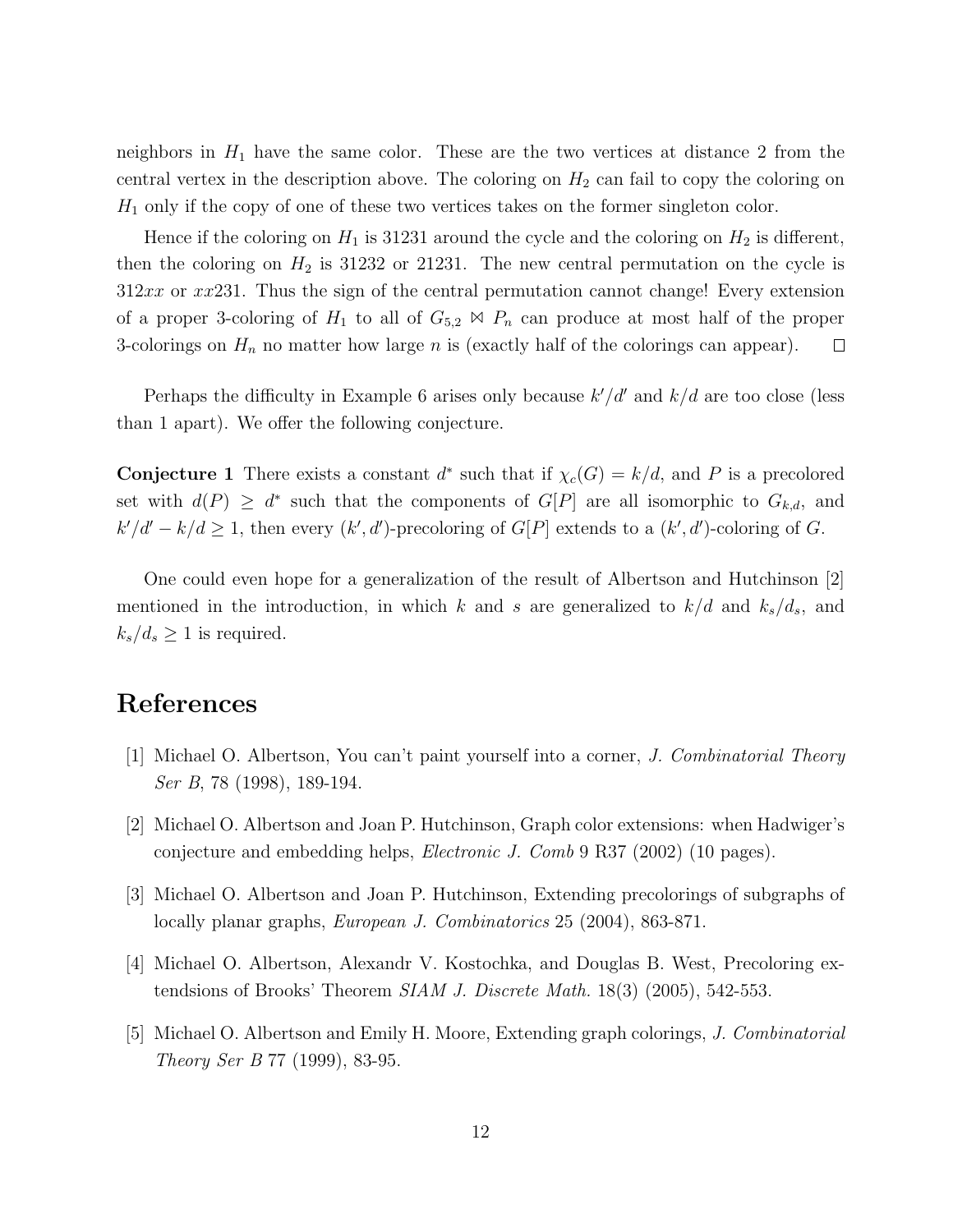neighbors in $H_1$ have the same color. These are the two vertices at distance 2 from the central vertex in the description above. The coloring on $H_2$ can fail to copy the coloring on $H_1$ only if the copy of one of these two vertices takes on the former singleton color.

Hence if the coloring on $H_1$ is 31231 around the cycle and the coloring on $H_2$ is different, then the coloring on $H_2$ is 31232 or 21231. The new central permutation on the cycle is $312xx$ or $xx231$. Thus the sign of the central permutation cannot change! Every extension of a proper 3-coloring of $H_1$ to all of $G_{5,2} \bowtie P_n$ can produce at most half of the proper 3-colorings on $H_n$ no matter how large $n$ is (exactly half of the colorings can appear). $\square$

Perhaps the difficulty in Example 6 arises only because $k'/d'$ and $k/d$ are too close (less than 1 apart). We offer the following conjecture.

**Conjecture 1** There exists a constant $d^*$ such that if $\chi_c(G) = k/d$, and $P$ is a precolored set with $d(P) \geq d^*$ such that the components of $G[P]$ are all isomorphic to $G_{k,d}$, and $k'/d' - k/d \geq 1$, then every $(k', d')$-precoloring of $G[P]$ extends to a $(k', d')$-coloring of $G$.

One could even hope for a generalization of the result of Albertson and Hutchinson [2] mentioned in the introduction, in which $k$ and $s$ are generalized to $k/d$ and $k_s/d_s$, and $k_s/d_s \geq 1$ is required.

# References

[1] Michael O. Albertson, You can't paint yourself into a corner, *J. Combinatorial Theory Ser B*, 78 (1998), 189-194.

[2] Michael O. Albertson and Joan P. Hutchinson, Graph color extensions: when Hadwiger's conjecture and embedding helps, *Electronic J. Comb* 9 R37 (2002) (10 pages).

[3] Michael O. Albertson and Joan P. Hutchinson, Extending precolorings of subgraphs of locally planar graphs, *European J. Combinatorics* 25 (2004), 863-871.

[4] Michael O. Albertson, Alexandr V. Kostochka, and Douglas B. West, Precoloring extendsions of Brooks' Theorem *SIAM J. Discrete Math.* 18(3) (2005), 542-553.

[5] Michael O. Albertson and Emily H. Moore, Extending graph colorings, *J. Combinatorial Theory Ser B* 77 (1999), 83-95.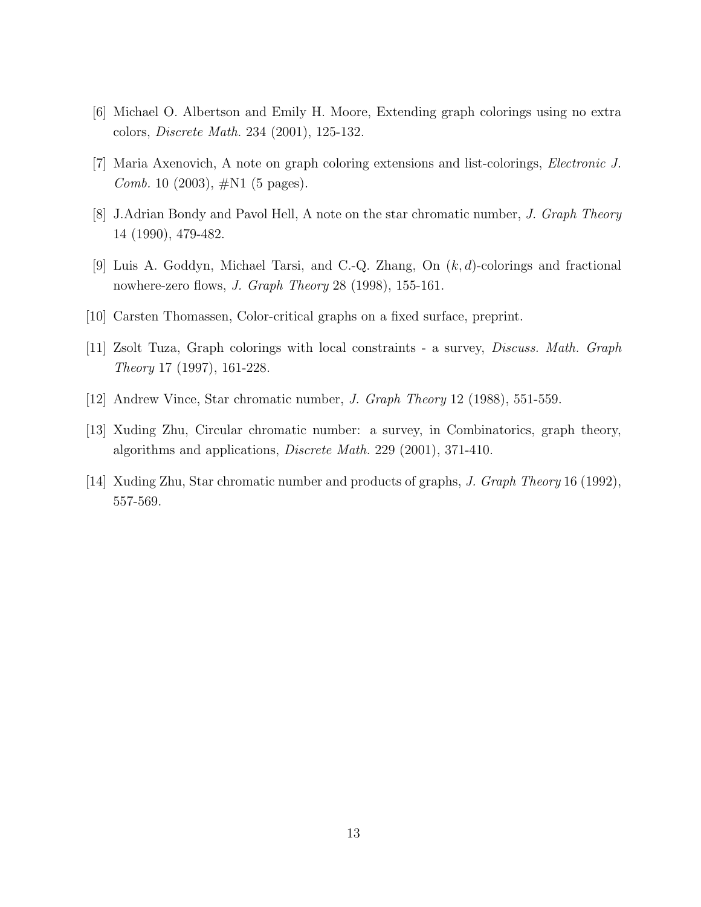[6] Michael O. Albertson and Emily H. Moore, Extending graph colorings using no extra colors, *Discrete Math.* 234 (2001), 125-132.

[7] Maria Axenovich, A note on graph coloring extensions and list-colorings, *Electronic J. Comb.* 10 (2003), #N1 (5 pages).

[8] J.Adrian Bondy and Pavol Hell, A note on the star chromatic number, *J. Graph Theory* 14 (1990), 479-482.

[9] Luis A. Goddyn, Michael Tarsi, and C.-Q. Zhang, On $(k, d)$-colorings and fractional nowhere-zero flows, *J. Graph Theory* 28 (1998), 155-161.

[10] Carsten Thomassen, Color-critical graphs on a fixed surface, preprint.

[11] Zsolt Tuza, Graph colorings with local constraints - a survey, *Discuss. Math. Graph Theory* 17 (1997), 161-228.

[12] Andrew Vince, Star chromatic number, *J. Graph Theory* 12 (1988), 551-559.

[13] Xuding Zhu, Circular chromatic number: a survey, in Combinatorics, graph theory, algorithms and applications, *Discrete Math.* 229 (2001), 371-410.

[14] Xuding Zhu, Star chromatic number and products of graphs, *J. Graph Theory* 16 (1992), 557-569.